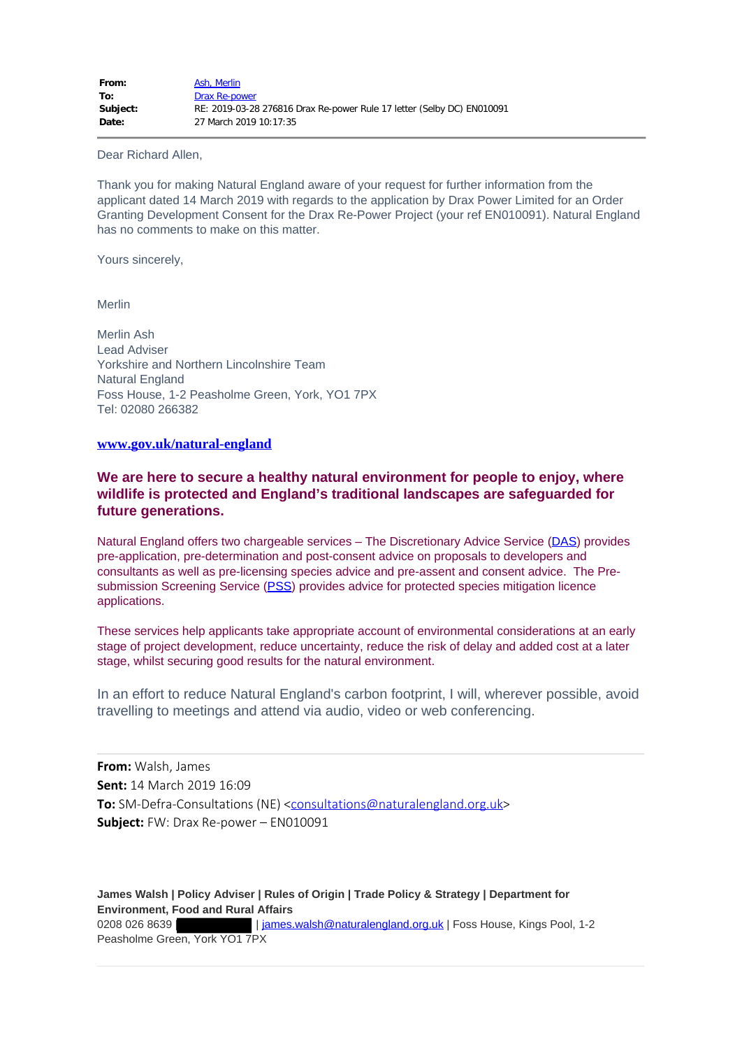| | |
|---|---|
| **From:** | Ash, Merlin |
| **To:** | Drax Re-power |
| **Subject:** | RE: 2019-03-28 276816 Drax Re-power Rule 17 letter (Selby DC) EN010091 |
| **Date:** | 27 March 2019 10:17:35 |

Dear Richard Allen,

Thank you for making Natural England aware of your request for further information from the applicant dated 14 March 2019 with regards to the application by Drax Power Limited for an Order Granting Development Consent for the Drax Re-Power Project (your ref EN010091). Natural England has no comments to make on this matter.

Yours sincerely,

Merlin

Merlin Ash
Lead Adviser
Yorkshire and Northern Lincolnshire Team
Natural England
Foss House, 1-2 Peasholme Green, York, YO1 7PX
Tel: 02080 266382

**www.gov.uk/natural-england**

**We are here to secure a healthy natural environment for people to enjoy, where wildlife is protected and England's traditional landscapes are safeguarded for future generations.**

Natural England offers two chargeable services – The Discretionary Advice Service (DAS) provides pre-application, pre-determination and post-consent advice on proposals to developers and consultants as well as pre-licensing species advice and pre-assent and consent advice. The Pre-submission Screening Service (PSS) provides advice for protected species mitigation licence applications.

These services help applicants take appropriate account of environmental considerations at an early stage of project development, reduce uncertainty, reduce the risk of delay and added cost at a later stage, whilst securing good results for the natural environment.

In an effort to reduce Natural England's carbon footprint, I will, wherever possible, avoid travelling to meetings and attend via audio, video or web conferencing.

---

**From:** Walsh, James
**Sent:** 14 March 2019 16:09
**To:** SM-Defra-Consultations (NE) <consultations@naturalengland.org.uk>
**Subject:** FW: Drax Re-power – EN010091

**James Walsh | Policy Adviser | Rules of Origin | Trade Policy & Strategy | Department for Environment, Food and Rural Affairs**
0208 026 8639 [redacted] | james.walsh@naturalengland.org.uk | Foss House, Kings Pool, 1-2 Peasholme Green, York YO1 7PX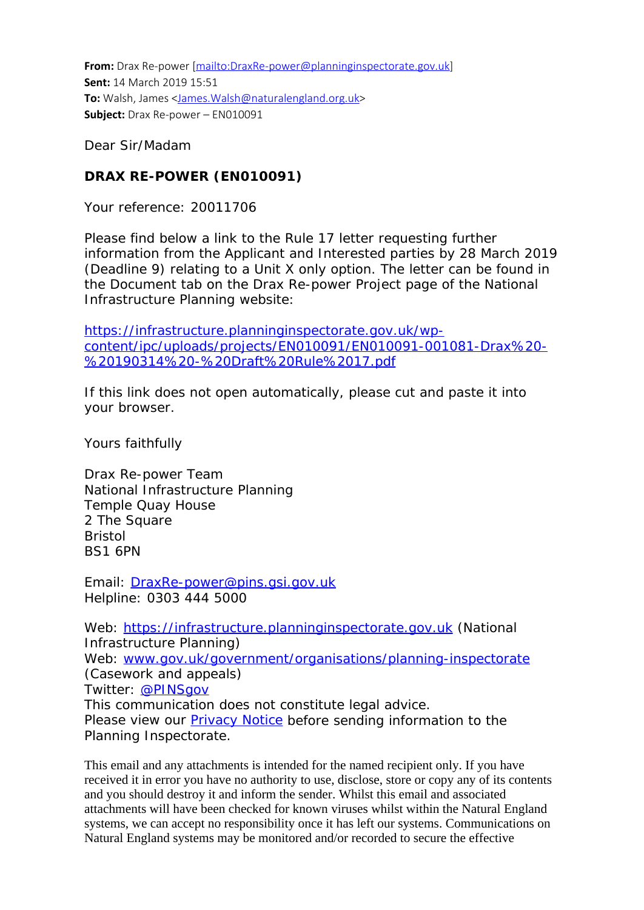**From:** Drax Re-power [mailto:DraxRe-power@planninginspectorate.gov.uk]
**Sent:** 14 March 2019 15:51
**To:** Walsh, James <James.Walsh@naturalengland.org.uk>
**Subject:** Drax Re-power – EN010091

Dear Sir/Madam

**DRAX RE-POWER (EN010091)**

Your reference: 20011706

Please find below a link to the Rule 17 letter requesting further information from the Applicant and Interested parties by 28 March 2019 (Deadline 9) relating to a Unit X only option. The letter can be found in the Document tab on the Drax Re-power Project page of the National Infrastructure Planning website:

https://infrastructure.planninginspectorate.gov.uk/wp-content/ipc/uploads/projects/EN010091/EN010091-001081-Drax%20-%20190314%20-%20Draft%20Rule%2017.pdf

If this link does not open automatically, please cut and paste it into your browser.

Yours faithfully

Drax Re-power Team
National Infrastructure Planning
Temple Quay House
2 The Square
Bristol
BS1 6PN

Email: DraxRe-power@pins.gsi.gov.uk
Helpline: 0303 444 5000

Web: https://infrastructure.planninginspectorate.gov.uk (National Infrastructure Planning)
Web: www.gov.uk/government/organisations/planning-inspectorate (Casework and appeals)
Twitter: @PINSgov
This communication does not constitute legal advice.
Please view our Privacy Notice before sending information to the Planning Inspectorate.

This email and any attachments is intended for the named recipient only. If you have received it in error you have no authority to use, disclose, store or copy any of its contents and you should destroy it and inform the sender. Whilst this email and associated attachments will have been checked for known viruses whilst within the Natural England systems, we can accept no responsibility once it has left our systems. Communications on Natural England systems may be monitored and/or recorded to secure the effective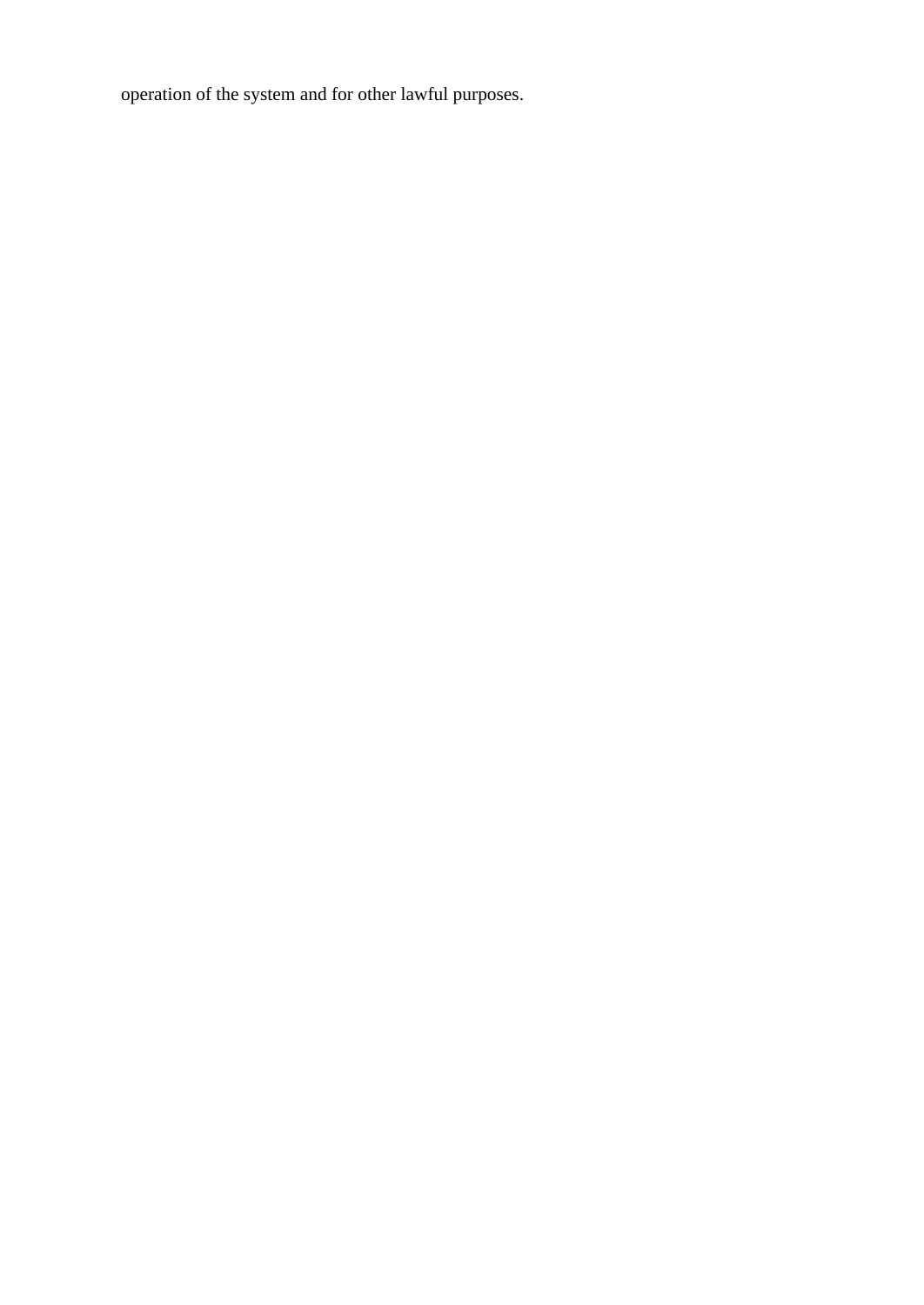operation of the system and for other lawful purposes.